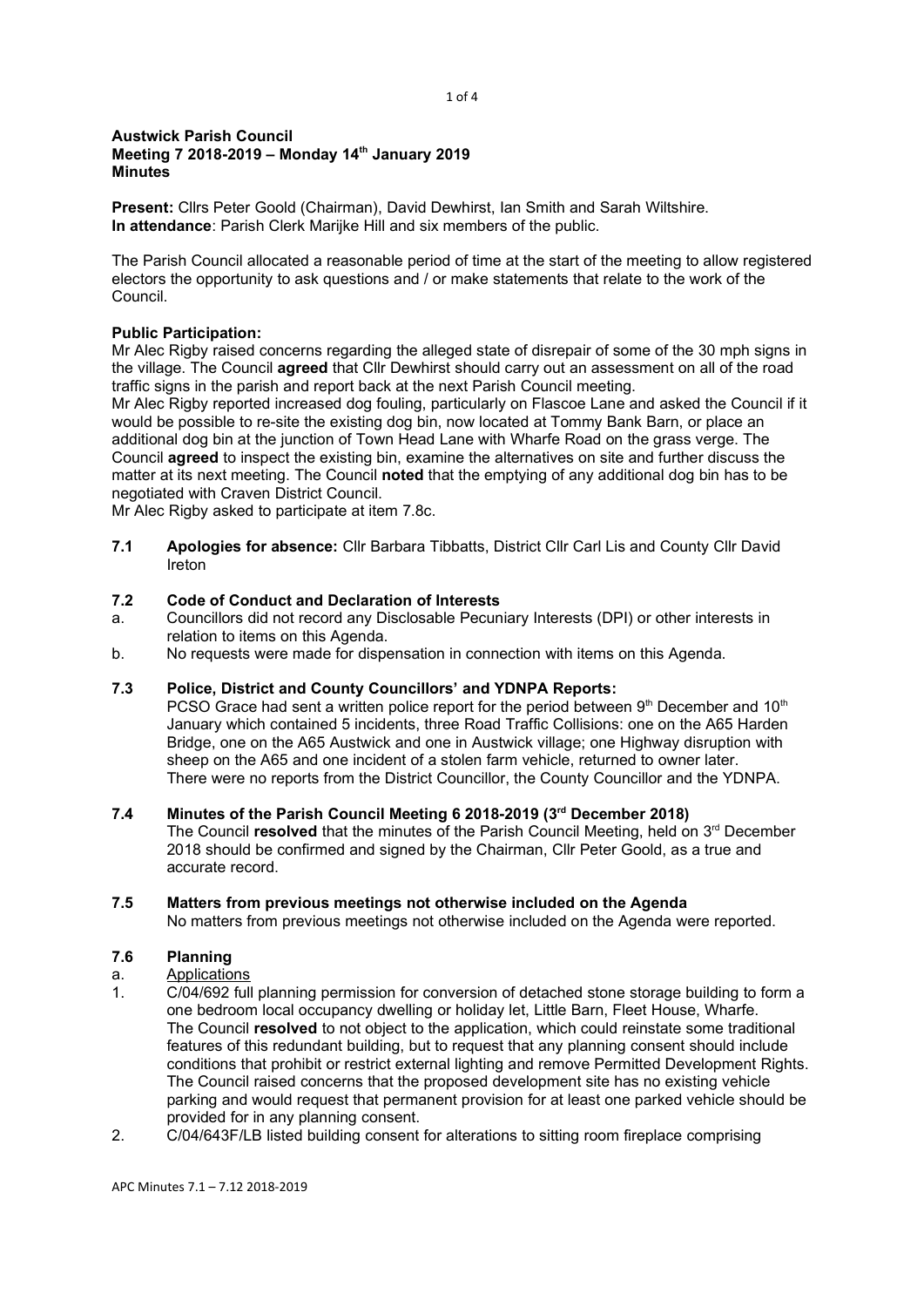**Austwick Parish Council**
**Meeting 7 2018-2019 – Monday 14th January 2019**
**Minutes**

**Present:** Cllrs Peter Goold (Chairman), David Dewhirst, Ian Smith and Sarah Wiltshire.
**In attendance**: Parish Clerk Marijke Hill and six members of the public.

The Parish Council allocated a reasonable period of time at the start of the meeting to allow registered electors the opportunity to ask questions and / or make statements that relate to the work of the Council.

**Public Participation:**
Mr Alec Rigby raised concerns regarding the alleged state of disrepair of some of the 30 mph signs in the village. The Council **agreed** that Cllr Dewhirst should carry out an assessment on all of the road traffic signs in the parish and report back at the next Parish Council meeting.
Mr Alec Rigby reported increased dog fouling, particularly on Flascoe Lane and asked the Council if it would be possible to re-site the existing dog bin, now located at Tommy Bank Barn, or place an additional dog bin at the junction of Town Head Lane with Wharfe Road on the grass verge. The Council **agreed** to inspect the existing bin, examine the alternatives on site and further discuss the matter at its next meeting. The Council **noted** that the emptying of any additional dog bin has to be negotiated with Craven District Council.
Mr Alec Rigby asked to participate at item 7.8c.

**7.1 Apologies for absence:** Cllr Barbara Tibbatts, District Cllr Carl Lis and County Cllr David Ireton

**7.2 Code of Conduct and Declaration of Interests**

a. Councillors did not record any Disclosable Pecuniary Interests (DPI) or other interests in relation to items on this Agenda.
b. No requests were made for dispensation in connection with items on this Agenda.

**7.3 Police, District and County Councillors' and YDNPA Reports:**

PCSO Grace had sent a written police report for the period between 9th December and 10th January which contained 5 incidents, three Road Traffic Collisions: one on the A65 Harden Bridge, one on the A65 Austwick and one in Austwick village; one Highway disruption with sheep on the A65 and one incident of a stolen farm vehicle, returned to owner later.
There were no reports from the District Councillor, the County Councillor and the YDNPA.

**7.4 Minutes of the Parish Council Meeting 6 2018-2019 (3rd December 2018)**

The Council **resolved** that the minutes of the Parish Council Meeting, held on 3rd December 2018 should be confirmed and signed by the Chairman, Cllr Peter Goold, as a true and accurate record.

**7.5 Matters from previous meetings not otherwise included on the Agenda**

No matters from previous meetings not otherwise included on the Agenda were reported.

**7.6 Planning**

a. Applications

1. C/04/692 full planning permission for conversion of detached stone storage building to form a one bedroom local occupancy dwelling or holiday let, Little Barn, Fleet House, Wharfe.
The Council **resolved** to not object to the application, which could reinstate some traditional features of this redundant building, but to request that any planning consent should include conditions that prohibit or restrict external lighting and remove Permitted Development Rights. The Council raised concerns that the proposed development site has no existing vehicle parking and would request that permanent provision for at least one parked vehicle should be provided for in any planning consent.
2. C/04/643F/LB listed building consent for alterations to sitting room fireplace comprising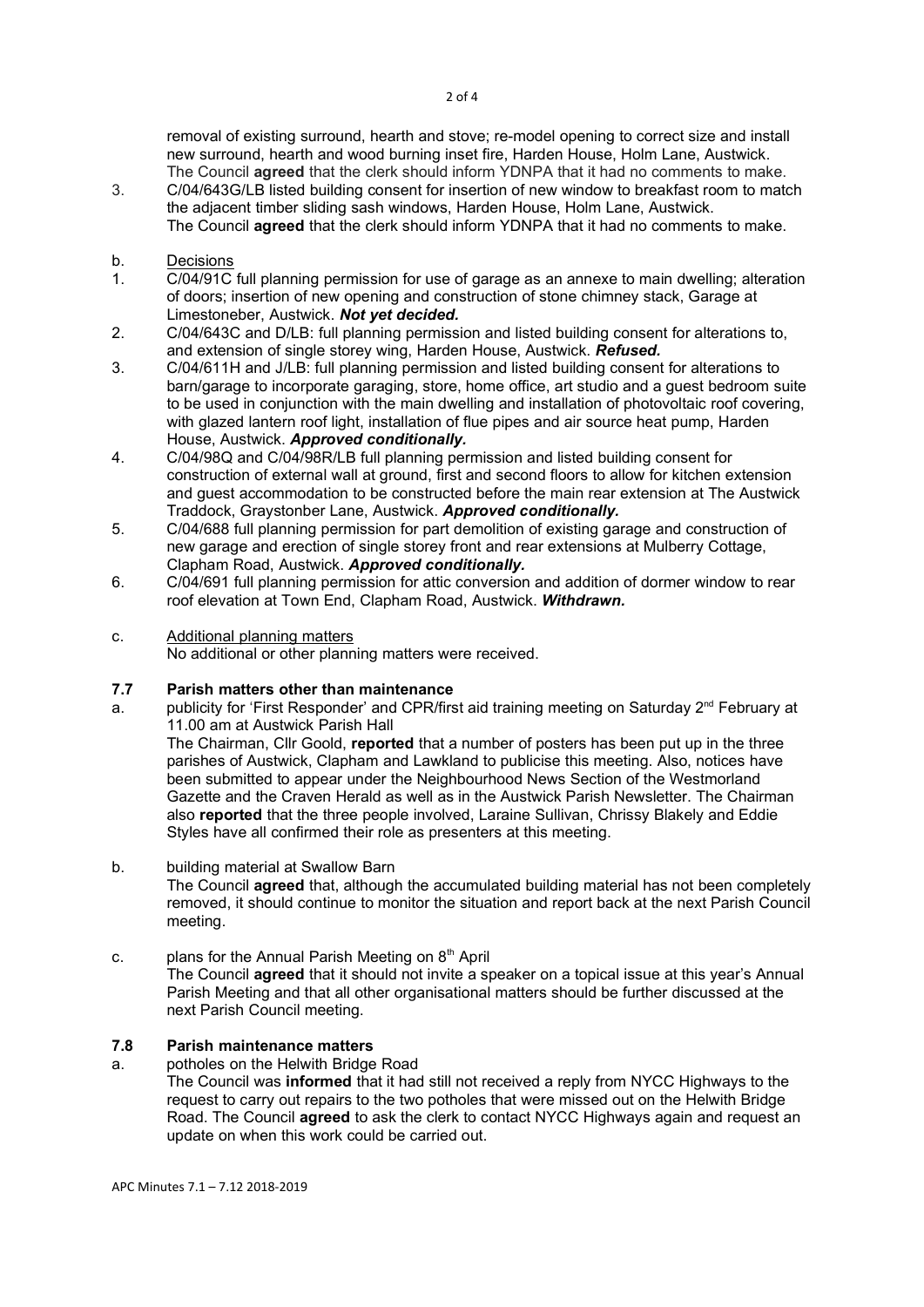removal of existing surround, hearth and stove; re-model opening to correct size and install new surround, hearth and wood burning inset fire, Harden House, Holm Lane, Austwick.
The Council **agreed** that the clerk should inform YDNPA that it had no comments to make.

3. C/04/643G/LB listed building consent for insertion of new window to breakfast room to match the adjacent timber sliding sash windows, Harden House, Holm Lane, Austwick.
The Council **agreed** that the clerk should inform YDNPA that it had no comments to make.

b. Decisions

1. C/04/91C full planning permission for use of garage as an annexe to main dwelling; alteration of doors; insertion of new opening and construction of stone chimney stack, Garage at Limestoneber, Austwick. ***Not yet decided.***
2. C/04/643C and D/LB: full planning permission and listed building consent for alterations to, and extension of single storey wing, Harden House, Austwick. ***Refused.***
3. C/04/611H and J/LB: full planning permission and listed building consent for alterations to barn/garage to incorporate garaging, store, home office, art studio and a guest bedroom suite to be used in conjunction with the main dwelling and installation of photovoltaic roof covering, with glazed lantern roof light, installation of flue pipes and air source heat pump, Harden House, Austwick. ***Approved conditionally.***
4. C/04/98Q and C/04/98R/LB full planning permission and listed building consent for construction of external wall at ground, first and second floors to allow for kitchen extension and guest accommodation to be constructed before the main rear extension at The Austwick Traddock, Graystonber Lane, Austwick. ***Approved conditionally.***
5. C/04/688 full planning permission for part demolition of existing garage and construction of new garage and erection of single storey front and rear extensions at Mulberry Cottage, Clapham Road, Austwick. ***Approved conditionally.***
6. C/04/691 full planning permission for attic conversion and addition of dormer window to rear roof elevation at Town End, Clapham Road, Austwick. ***Withdrawn.***

c. Additional planning matters
No additional or other planning matters were received.

### 7.7 Parish matters other than maintenance

a. publicity for 'First Responder' and CPR/first aid training meeting on Saturday 2nd February at 11.00 am at Austwick Parish Hall
The Chairman, Cllr Goold, **reported** that a number of posters has been put up in the three parishes of Austwick, Clapham and Lawkland to publicise this meeting. Also, notices have been submitted to appear under the Neighbourhood News Section of the Westmorland Gazette and the Craven Herald as well as in the Austwick Parish Newsletter. The Chairman also **reported** that the three people involved, Laraine Sullivan, Chrissy Blakely and Eddie Styles have all confirmed their role as presenters at this meeting.

b. building material at Swallow Barn
The Council **agreed** that, although the accumulated building material has not been completely removed, it should continue to monitor the situation and report back at the next Parish Council meeting.

c. plans for the Annual Parish Meeting on 8th April
The Council **agreed** that it should not invite a speaker on a topical issue at this year's Annual Parish Meeting and that all other organisational matters should be further discussed at the next Parish Council meeting.

### 7.8 Parish maintenance matters

a. potholes on the Helwith Bridge Road
The Council was **informed** that it had still not received a reply from NYCC Highways to the request to carry out repairs to the two potholes that were missed out on the Helwith Bridge Road. The Council **agreed** to ask the clerk to contact NYCC Highways again and request an update on when this work could be carried out.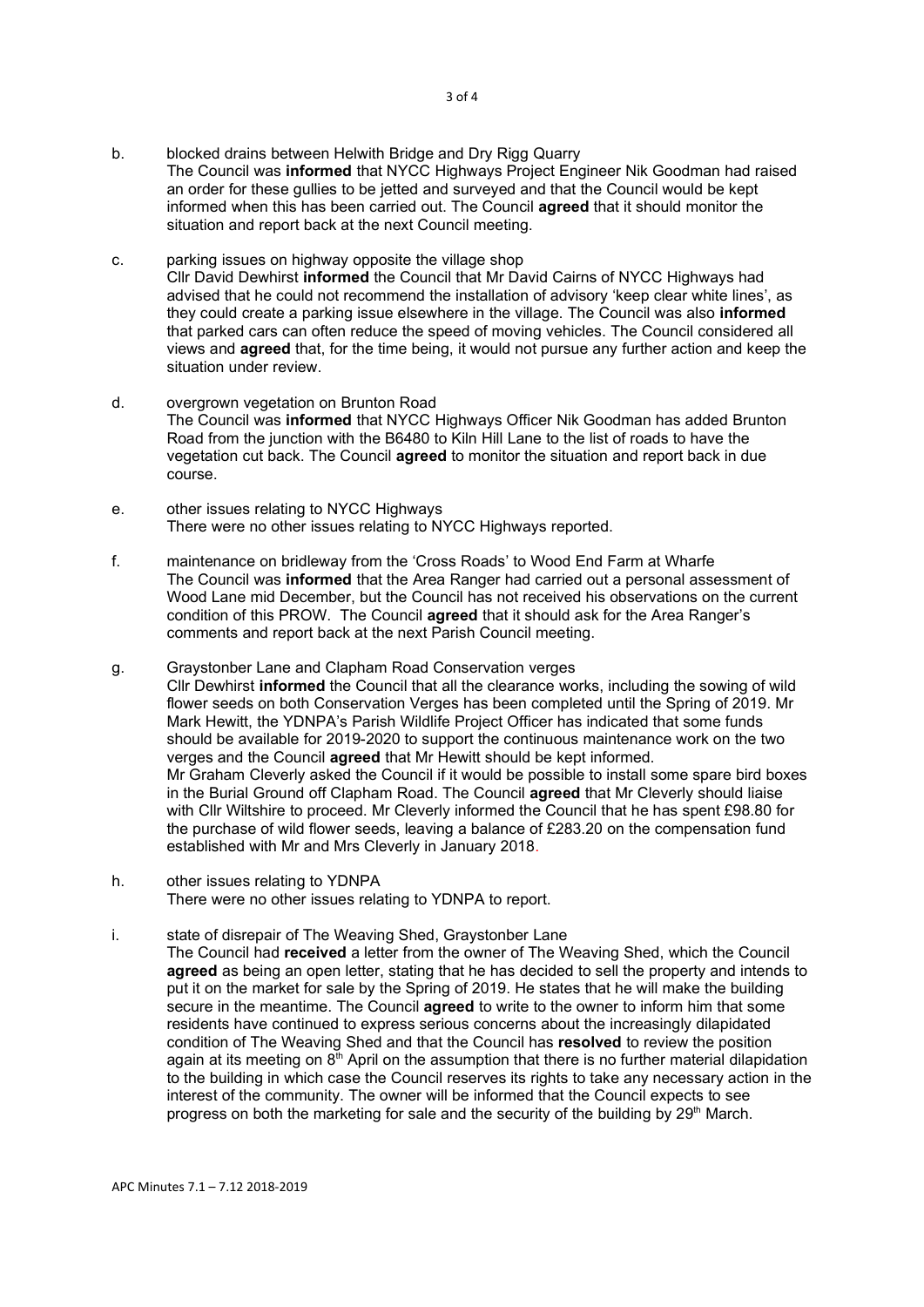b. blocked drains between Helwith Bridge and Dry Rigg Quarry
The Council was **informed** that NYCC Highways Project Engineer Nik Goodman had raised an order for these gullies to be jetted and surveyed and that the Council would be kept informed when this has been carried out. The Council **agreed** that it should monitor the situation and report back at the next Council meeting.

c. parking issues on highway opposite the village shop
Cllr David Dewhirst **informed** the Council that Mr David Cairns of NYCC Highways had advised that he could not recommend the installation of advisory 'keep clear white lines', as they could create a parking issue elsewhere in the village. The Council was also **informed** that parked cars can often reduce the speed of moving vehicles. The Council considered all views and **agreed** that, for the time being, it would not pursue any further action and keep the situation under review.

d. overgrown vegetation on Brunton Road
The Council was **informed** that NYCC Highways Officer Nik Goodman has added Brunton Road from the junction with the B6480 to Kiln Hill Lane to the list of roads to have the vegetation cut back. The Council **agreed** to monitor the situation and report back in due course.

e. other issues relating to NYCC Highways
There were no other issues relating to NYCC Highways reported.

f. maintenance on bridleway from the 'Cross Roads' to Wood End Farm at Wharfe
The Council was **informed** that the Area Ranger had carried out a personal assessment of Wood Lane mid December, but the Council has not received his observations on the current condition of this PROW. The Council **agreed** that it should ask for the Area Ranger's comments and report back at the next Parish Council meeting.

g. Graystonber Lane and Clapham Road Conservation verges
Cllr Dewhirst **informed** the Council that all the clearance works, including the sowing of wild flower seeds on both Conservation Verges has been completed until the Spring of 2019. Mr Mark Hewitt, the YDNPA's Parish Wildlife Project Officer has indicated that some funds should be available for 2019-2020 to support the continuous maintenance work on the two verges and the Council **agreed** that Mr Hewitt should be kept informed.
Mr Graham Cleverly asked the Council if it would be possible to install some spare bird boxes in the Burial Ground off Clapham Road. The Council **agreed** that Mr Cleverly should liaise with Cllr Wiltshire to proceed. Mr Cleverly informed the Council that he has spent £98.80 for the purchase of wild flower seeds, leaving a balance of £283.20 on the compensation fund established with Mr and Mrs Cleverly in January 2018.

h. other issues relating to YDNPA
There were no other issues relating to YDNPA to report.

i. state of disrepair of The Weaving Shed, Graystonber Lane
The Council had **received** a letter from the owner of The Weaving Shed, which the Council **agreed** as being an open letter, stating that he has decided to sell the property and intends to put it on the market for sale by the Spring of 2019. He states that he will make the building secure in the meantime. The Council **agreed** to write to the owner to inform him that some residents have continued to express serious concerns about the increasingly dilapidated condition of The Weaving Shed and that the Council has **resolved** to review the position again at its meeting on 8th April on the assumption that there is no further material dilapidation to the building in which case the Council reserves its rights to take any necessary action in the interest of the community. The owner will be informed that the Council expects to see progress on both the marketing for sale and the security of the building by 29th March.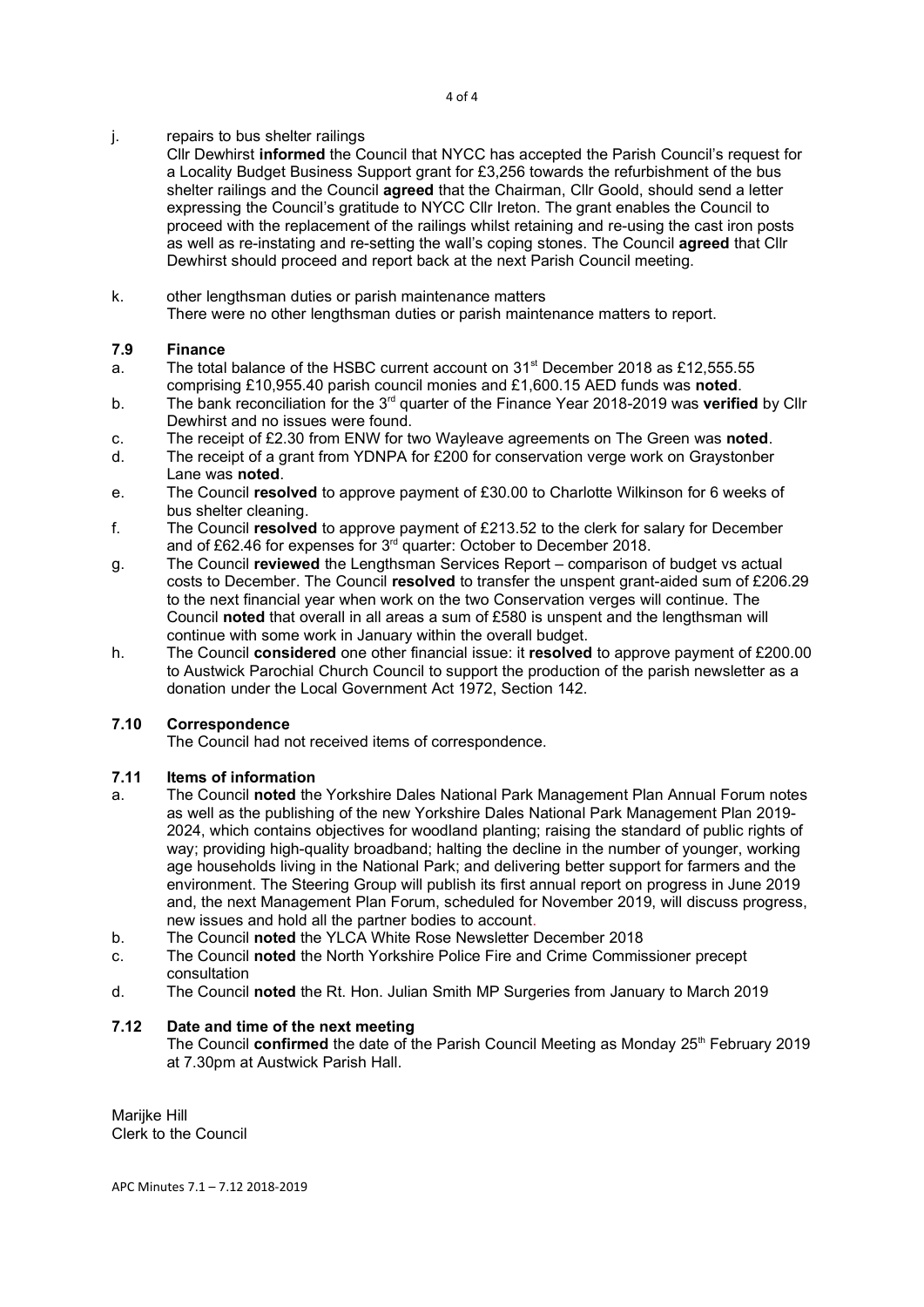j. repairs to bus shelter railings

Cllr Dewhirst **informed** the Council that NYCC has accepted the Parish Council's request for a Locality Budget Business Support grant for £3,256 towards the refurbishment of the bus shelter railings and the Council **agreed** that the Chairman, Cllr Goold, should send a letter expressing the Council's gratitude to NYCC Cllr Ireton. The grant enables the Council to proceed with the replacement of the railings whilst retaining and re-using the cast iron posts as well as re-instating and re-setting the wall's coping stones. The Council **agreed** that Cllr Dewhirst should proceed and report back at the next Parish Council meeting.

k. other lengthsman duties or parish maintenance matters

There were no other lengthsman duties or parish maintenance matters to report.

### 7.9 Finance

a. The total balance of the HSBC current account on 31st December 2018 as £12,555.55 comprising £10,955.40 parish council monies and £1,600.15 AED funds was **noted**.

b. The bank reconciliation for the 3rd quarter of the Finance Year 2018-2019 was **verified** by Cllr Dewhirst and no issues were found.

c. The receipt of £2.30 from ENW for two Wayleave agreements on The Green was **noted**.

d. The receipt of a grant from YDNPA for £200 for conservation verge work on Graystonber Lane was **noted**.

e. The Council **resolved** to approve payment of £30.00 to Charlotte Wilkinson for 6 weeks of bus shelter cleaning.

f. The Council **resolved** to approve payment of £213.52 to the clerk for salary for December and of £62.46 for expenses for 3rd quarter: October to December 2018.

g. The Council **reviewed** the Lengthsman Services Report – comparison of budget vs actual costs to December. The Council **resolved** to transfer the unspent grant-aided sum of £206.29 to the next financial year when work on the two Conservation verges will continue. The Council **noted** that overall in all areas a sum of £580 is unspent and the lengthsman will continue with some work in January within the overall budget.

h. The Council **considered** one other financial issue: it **resolved** to approve payment of £200.00 to Austwick Parochial Church Council to support the production of the parish newsletter as a donation under the Local Government Act 1972, Section 142.

### 7.10 Correspondence

The Council had not received items of correspondence.

### 7.11 Items of information

a. The Council **noted** the Yorkshire Dales National Park Management Plan Annual Forum notes as well as the publishing of the new Yorkshire Dales National Park Management Plan 2019-2024, which contains objectives for woodland planting; raising the standard of public rights of way; providing high-quality broadband; halting the decline in the number of younger, working age households living in the National Park; and delivering better support for farmers and the environment. The Steering Group will publish its first annual report on progress in June 2019 and, the next Management Plan Forum, scheduled for November 2019, will discuss progress, new issues and hold all the partner bodies to account.

b. The Council **noted** the YLCA White Rose Newsletter December 2018

c. The Council **noted** the North Yorkshire Police Fire and Crime Commissioner precept consultation

d. The Council **noted** the Rt. Hon. Julian Smith MP Surgeries from January to March 2019

### 7.12 Date and time of the next meeting

The Council **confirmed** the date of the Parish Council Meeting as Monday 25th February 2019 at 7.30pm at Austwick Parish Hall.

Marijke Hill
Clerk to the Council